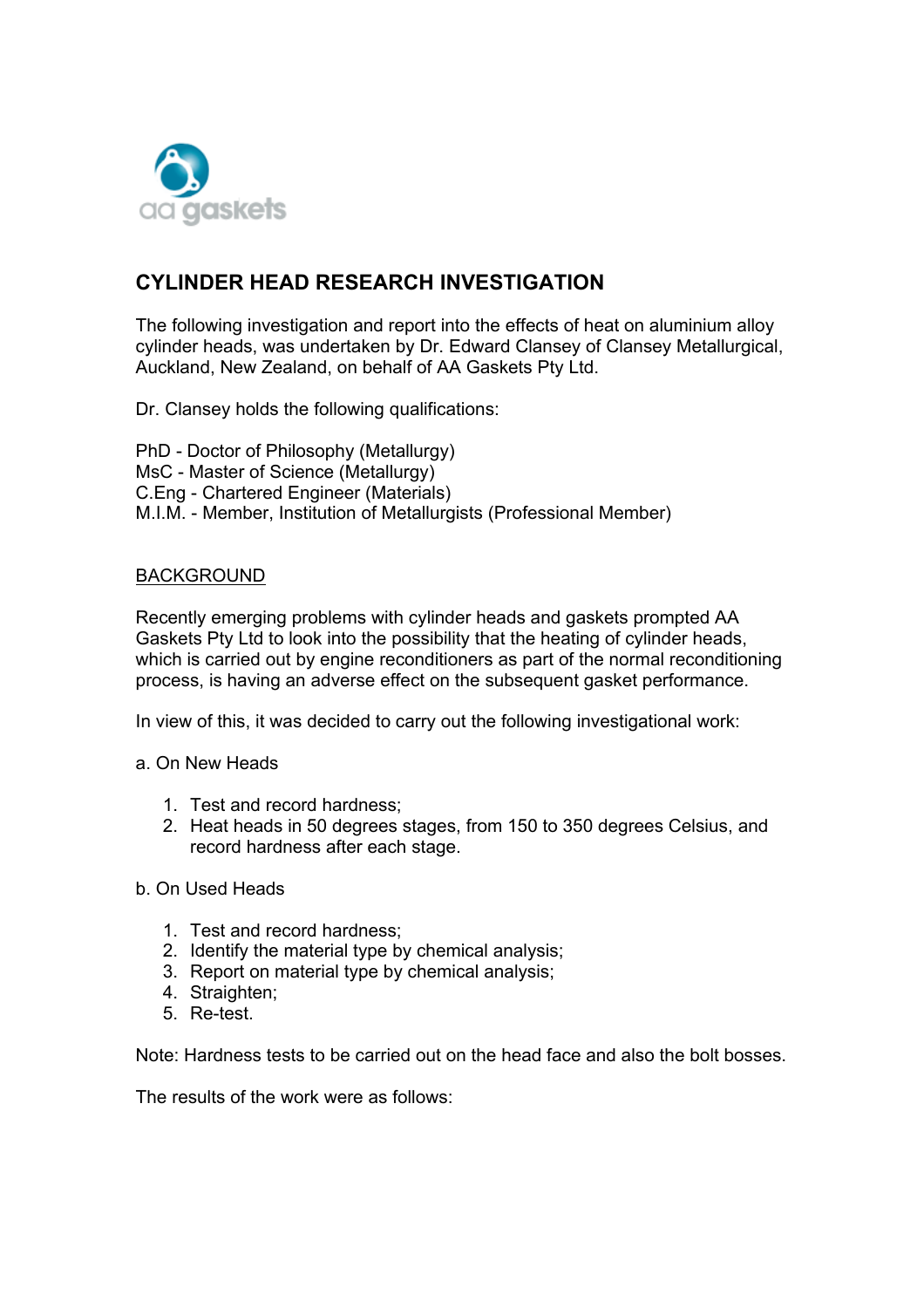aa gaskets

# CYLINDER HEAD RESEARCH INVESTIGATION

The following investigation and report into the effects of heat on aluminium alloy cylinder heads, was undertaken by Dr. Edward Clansey of Clansey Metallurgical, Auckland, New Zealand, on behalf of AA Gaskets Pty Ltd.

Dr. Clansey holds the following qualifications:

PhD - Doctor of Philosophy (Metallurgy)
MsC - Master of Science (Metallurgy)
C.Eng - Chartered Engineer (Materials)
M.I.M. - Member, Institution of Metallurgists (Professional Member)

## BACKGROUND

Recently emerging problems with cylinder heads and gaskets prompted AA Gaskets Pty Ltd to look into the possibility that the heating of cylinder heads, which is carried out by engine reconditioners as part of the normal reconditioning process, is having an adverse effect on the subsequent gasket performance.

In view of this, it was decided to carry out the following investigational work:

a. On New Heads

1. Test and record hardness;
2. Heat heads in 50 degrees stages, from 150 to 350 degrees Celsius, and record hardness after each stage.

b. On Used Heads

1. Test and record hardness;
2. Identify the material type by chemical analysis;
3. Report on material type by chemical analysis;
4. Straighten;
5. Re-test.

Note: Hardness tests to be carried out on the head face and also the bolt bosses.

The results of the work were as follows: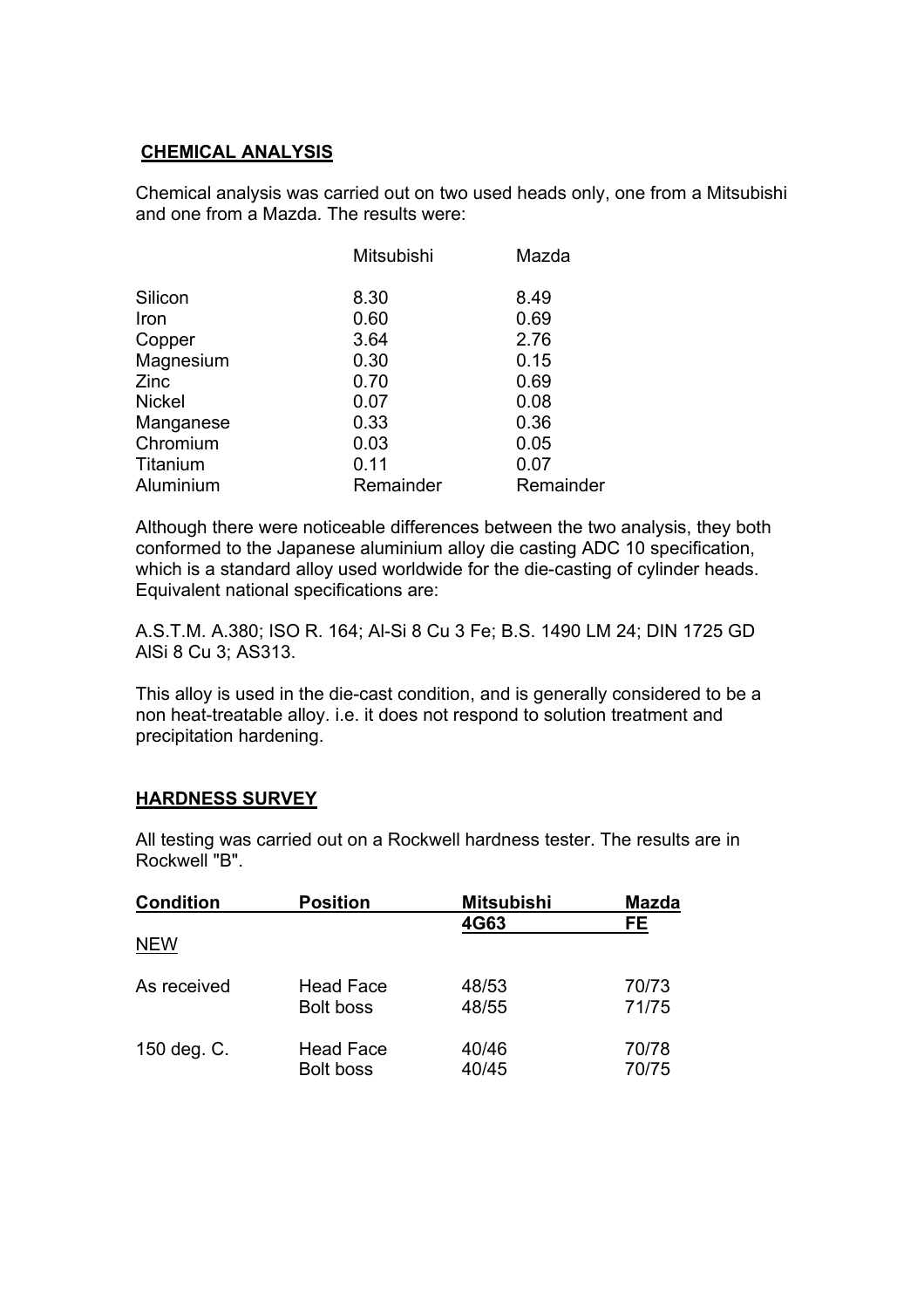## CHEMICAL ANALYSIS

Chemical analysis was carried out on two used heads only, one from a Mitsubishi and one from a Mazda. The results were:

| | Mitsubishi | Mazda |
|---|---|---|
| Silicon | 8.30 | 8.49 |
| Iron | 0.60 | 0.69 |
| Copper | 3.64 | 2.76 |
| Magnesium | 0.30 | 0.15 |
| Zinc | 0.70 | 0.69 |
| Nickel | 0.07 | 0.08 |
| Manganese | 0.33 | 0.36 |
| Chromium | 0.03 | 0.05 |
| Titanium | 0.11 | 0.07 |
| Aluminium | Remainder | Remainder |

Although there were noticeable differences between the two analysis, they both conformed to the Japanese aluminium alloy die casting ADC 10 specification, which is a standard alloy used worldwide for the die-casting of cylinder heads. Equivalent national specifications are:

A.S.T.M. A.380; ISO R. 164; Al-Si 8 Cu 3 Fe; B.S. 1490 LM 24; DIN 1725 GD AlSi 8 Cu 3; AS313.

This alloy is used in the die-cast condition, and is generally considered to be a non heat-treatable alloy. i.e. it does not respond to solution treatment and precipitation hardening.

## HARDNESS SURVEY

All testing was carried out on a Rockwell hardness tester. The results are in Rockwell "B".

| Condition | Position | Mitsubishi 4G63 | Mazda FE |
|---|---|---|---|
| NEW | | | |
| As received | Head Face | 48/53 | 70/73 |
| | Bolt boss | 48/55 | 71/75 |
| 150 deg. C. | Head Face | 40/46 | 70/78 |
| | Bolt boss | 40/45 | 70/75 |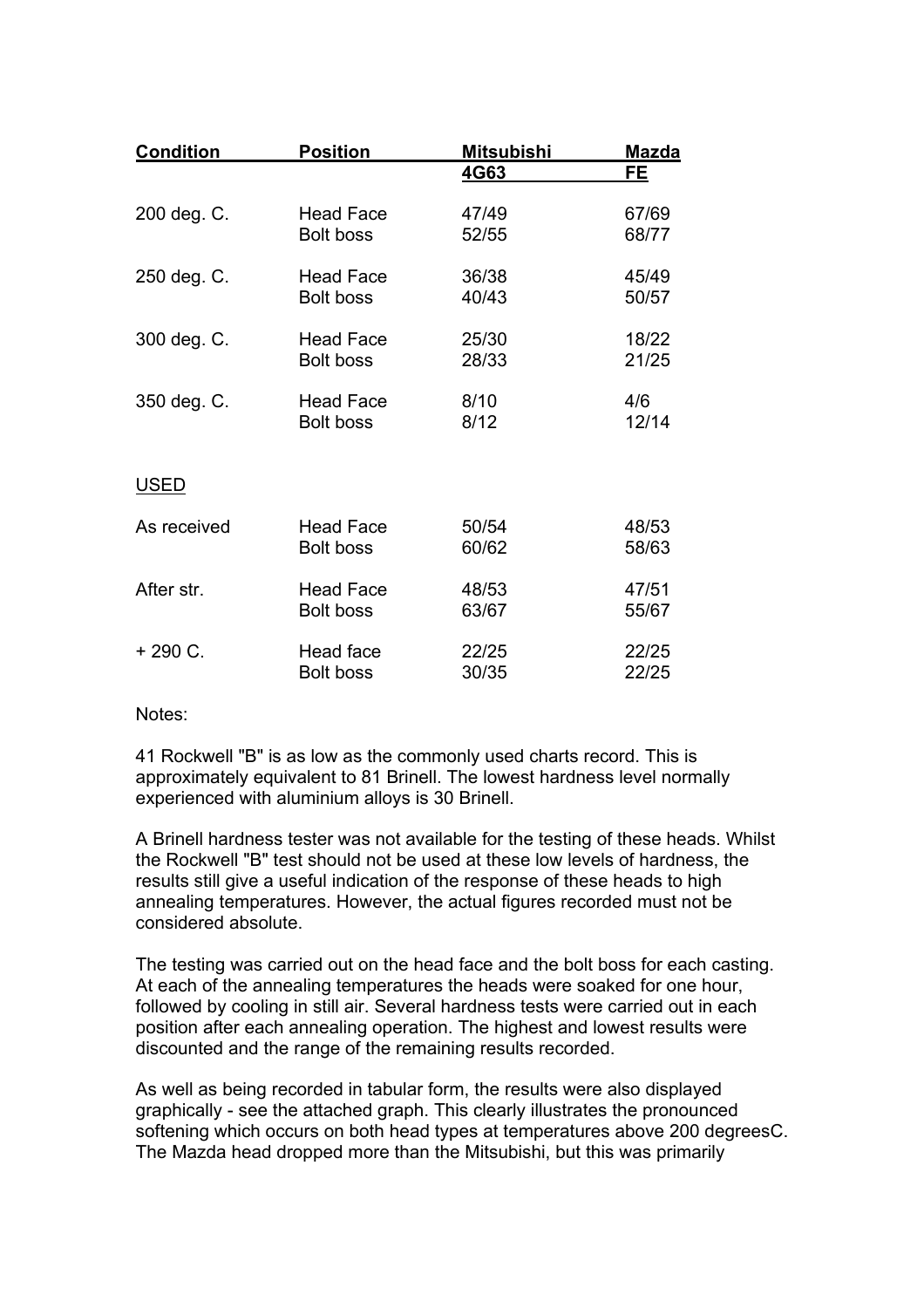| Condition | Position | Mitsubishi 4G63 | Mazda FE |
|---|---|---|---|
| 200 deg. C. | Head Face | 47/49 | 67/69 |
| | Bolt boss | 52/55 | 68/77 |
| 250 deg. C. | Head Face | 36/38 | 45/49 |
| | Bolt boss | 40/43 | 50/57 |
| 300 deg. C. | Head Face | 25/30 | 18/22 |
| | Bolt boss | 28/33 | 21/25 |
| 350 deg. C. | Head Face | 8/10 | 4/6 |
| | Bolt boss | 8/12 | 12/14 |
| USED | | | |
| As received | Head Face | 50/54 | 48/53 |
| | Bolt boss | 60/62 | 58/63 |
| After str. | Head Face | 48/53 | 47/51 |
| | Bolt boss | 63/67 | 55/67 |
| + 290 C. | Head face | 22/25 | 22/25 |
| | Bolt boss | 30/35 | 22/25 |

Notes:

41 Rockwell "B" is as low as the commonly used charts record. This is approximately equivalent to 81 Brinell. The lowest hardness level normally experienced with aluminium alloys is 30 Brinell.

A Brinell hardness tester was not available for the testing of these heads. Whilst the Rockwell "B" test should not be used at these low levels of hardness, the results still give a useful indication of the response of these heads to high annealing temperatures. However, the actual figures recorded must not be considered absolute.

The testing was carried out on the head face and the bolt boss for each casting. At each of the annealing temperatures the heads were soaked for one hour, followed by cooling in still air. Several hardness tests were carried out in each position after each annealing operation. The highest and lowest results were discounted and the range of the remaining results recorded.

As well as being recorded in tabular form, the results were also displayed graphically - see the attached graph. This clearly illustrates the pronounced softening which occurs on both head types at temperatures above 200 degreesC. The Mazda head dropped more than the Mitsubishi, but this was primarily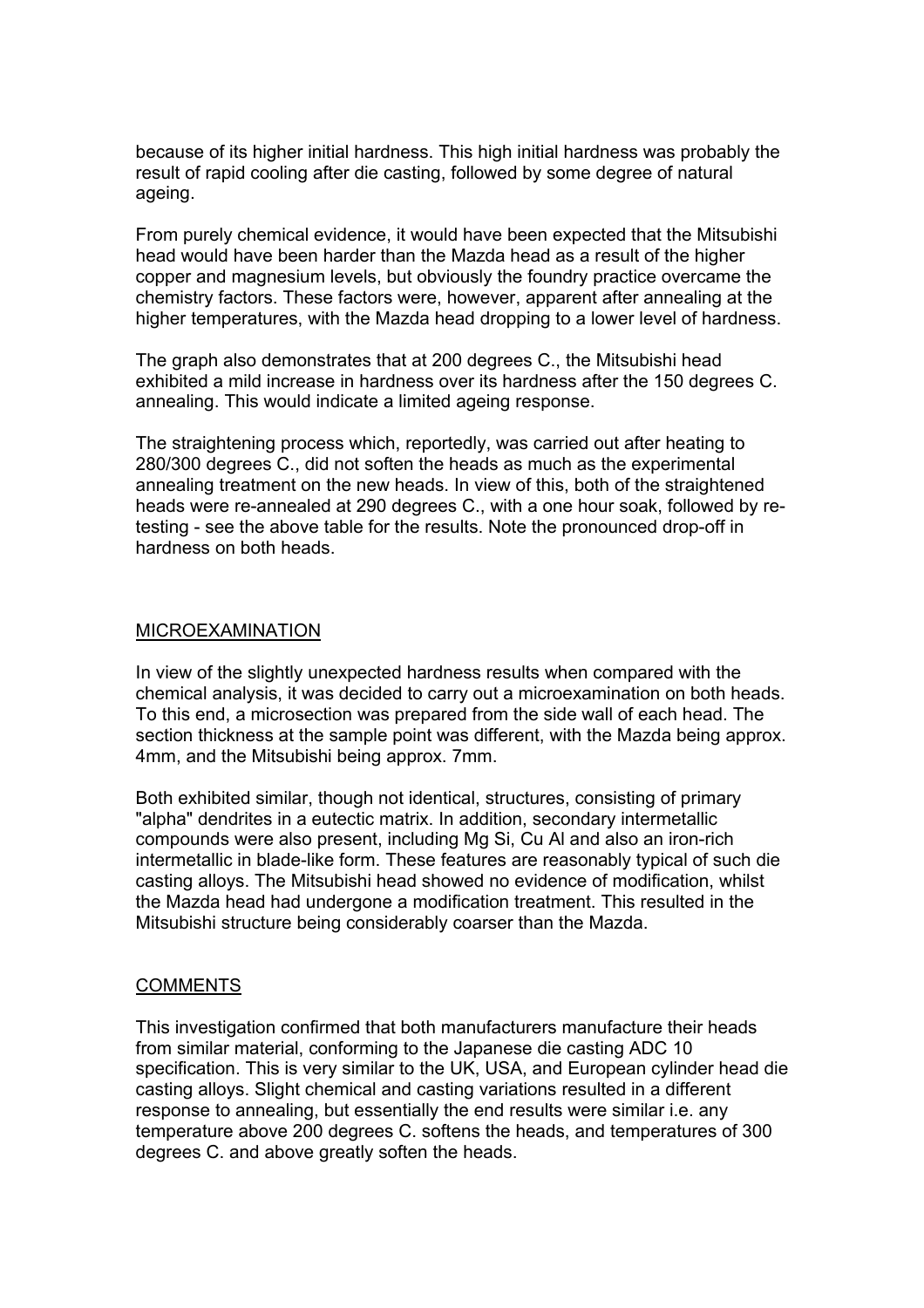because of its higher initial hardness. This high initial hardness was probably the result of rapid cooling after die casting, followed by some degree of natural ageing.

From purely chemical evidence, it would have been expected that the Mitsubishi head would have been harder than the Mazda head as a result of the higher copper and magnesium levels, but obviously the foundry practice overcame the chemistry factors. These factors were, however, apparent after annealing at the higher temperatures, with the Mazda head dropping to a lower level of hardness.

The graph also demonstrates that at 200 degrees C., the Mitsubishi head exhibited a mild increase in hardness over its hardness after the 150 degrees C. annealing. This would indicate a limited ageing response.

The straightening process which, reportedly, was carried out after heating to 280/300 degrees C., did not soften the heads as much as the experimental annealing treatment on the new heads. In view of this, both of the straightened heads were re-annealed at 290 degrees C., with a one hour soak, followed by re-testing - see the above table for the results. Note the pronounced drop-off in hardness on both heads.

## MICROEXAMINATION

In view of the slightly unexpected hardness results when compared with the chemical analysis, it was decided to carry out a microexamination on both heads. To this end, a microsection was prepared from the side wall of each head. The section thickness at the sample point was different, with the Mazda being approx. 4mm, and the Mitsubishi being approx. 7mm.

Both exhibited similar, though not identical, structures, consisting of primary "alpha" dendrites in a eutectic matrix. In addition, secondary intermetallic compounds were also present, including Mg Si, Cu Al and also an iron-rich intermetallic in blade-like form. These features are reasonably typical of such die casting alloys. The Mitsubishi head showed no evidence of modification, whilst the Mazda head had undergone a modification treatment. This resulted in the Mitsubishi structure being considerably coarser than the Mazda.

## COMMENTS

This investigation confirmed that both manufacturers manufacture their heads from similar material, conforming to the Japanese die casting ADC 10 specification. This is very similar to the UK, USA, and European cylinder head die casting alloys. Slight chemical and casting variations resulted in a different response to annealing, but essentially the end results were similar i.e. any temperature above 200 degrees C. softens the heads, and temperatures of 300 degrees C. and above greatly soften the heads.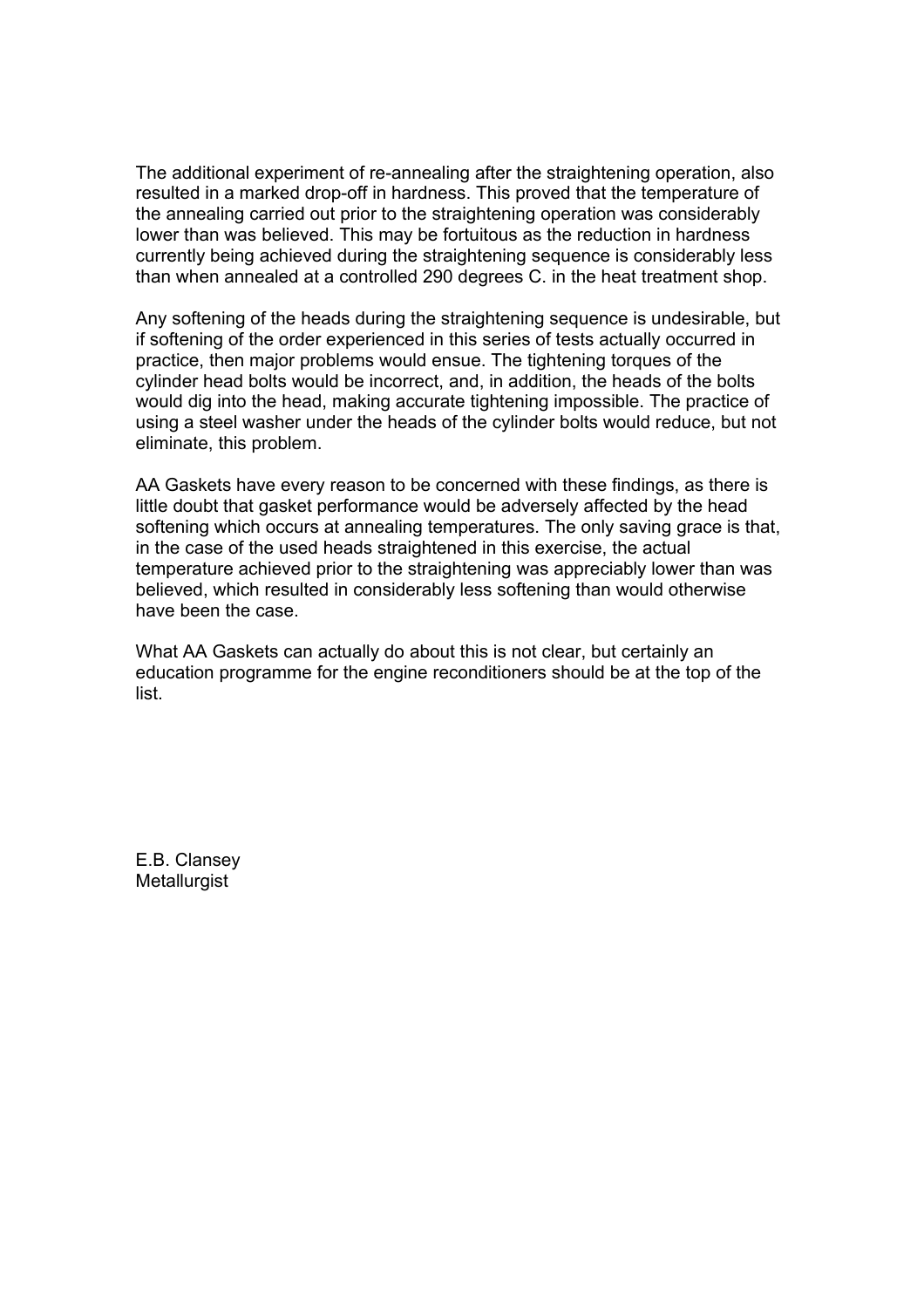The additional experiment of re-annealing after the straightening operation, also resulted in a marked drop-off in hardness. This proved that the temperature of the annealing carried out prior to the straightening operation was considerably lower than was believed. This may be fortuitous as the reduction in hardness currently being achieved during the straightening sequence is considerably less than when annealed at a controlled 290 degrees C. in the heat treatment shop.

Any softening of the heads during the straightening sequence is undesirable, but if softening of the order experienced in this series of tests actually occurred in practice, then major problems would ensue. The tightening torques of the cylinder head bolts would be incorrect, and, in addition, the heads of the bolts would dig into the head, making accurate tightening impossible. The practice of using a steel washer under the heads of the cylinder bolts would reduce, but not eliminate, this problem.

AA Gaskets have every reason to be concerned with these findings, as there is little doubt that gasket performance would be adversely affected by the head softening which occurs at annealing temperatures. The only saving grace is that, in the case of the used heads straightened in this exercise, the actual temperature achieved prior to the straightening was appreciably lower than was believed, which resulted in considerably less softening than would otherwise have been the case.

What AA Gaskets can actually do about this is not clear, but certainly an education programme for the engine reconditioners should be at the top of the list.

E.B. Clansey  
Metallurgist